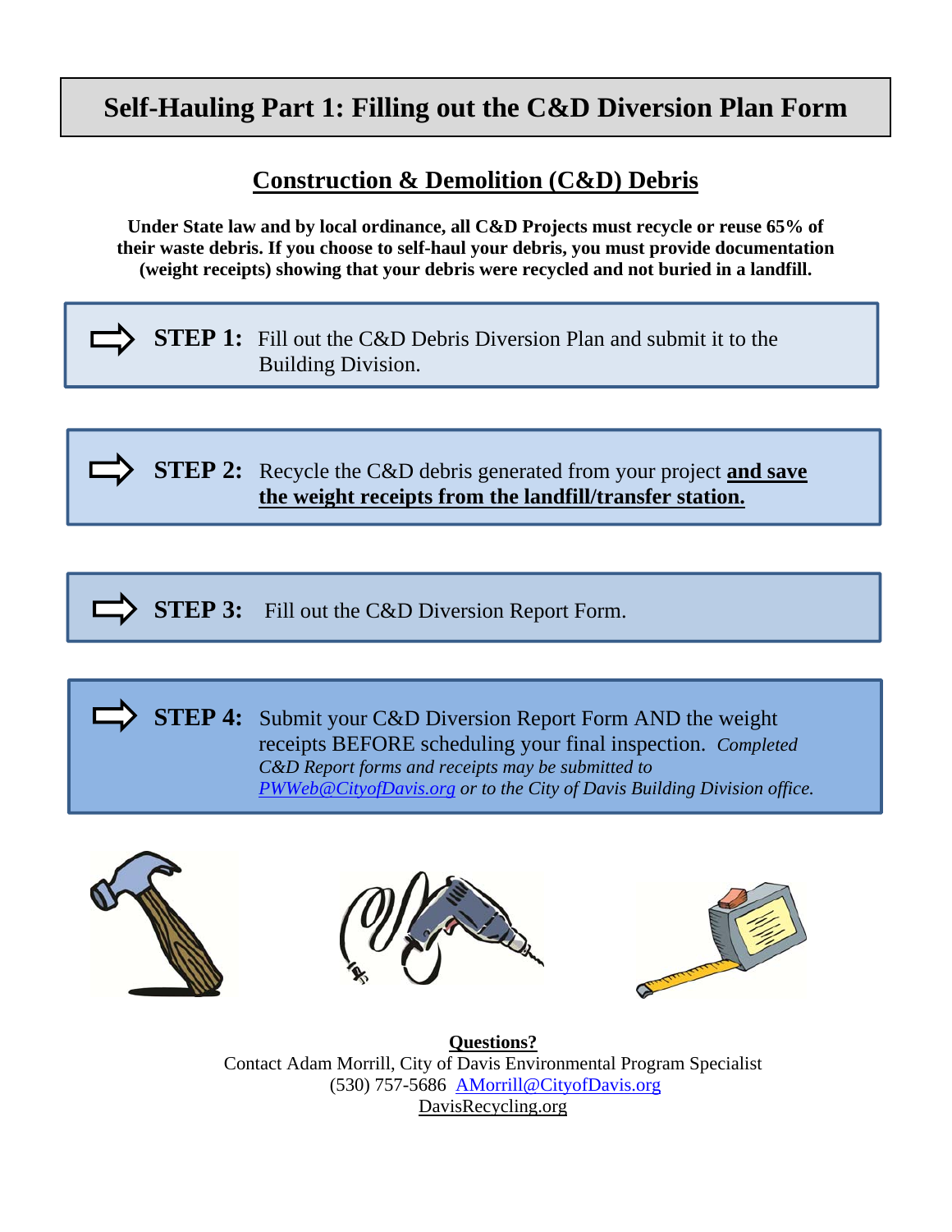# Self-Hauling Part 1: Filling out the C&D Diversion Plan Form

## Construction & Demolition (C&D) Debris

**Under State law and by local ordinance, all C&D Projects must recycle or reuse 65% of their waste debris. If you choose to self-haul your debris, you must provide documentation (weight receipts) showing that your debris were recycled and not buried in a landfill.**

**STEP 1:** Fill out the C&D Debris Diversion Plan and submit it to the Building Division.

**STEP 2:** Recycle the C&D debris generated from your project **and save the weight receipts from the landfill/transfer station.**

**STEP 3:** Fill out the C&D Diversion Report Form.

**STEP 4:** Submit your C&D Diversion Report Form AND the weight receipts BEFORE scheduling your final inspection. *Completed C&D Report forms and receipts may be submitted to PWWeb@CityofDavis.org or to the City of Davis Building Division office.*

**Questions?**
Contact Adam Morrill, City of Davis Environmental Program Specialist
(530) 757-5686 AMorrill@CityofDavis.org
DavisRecycling.org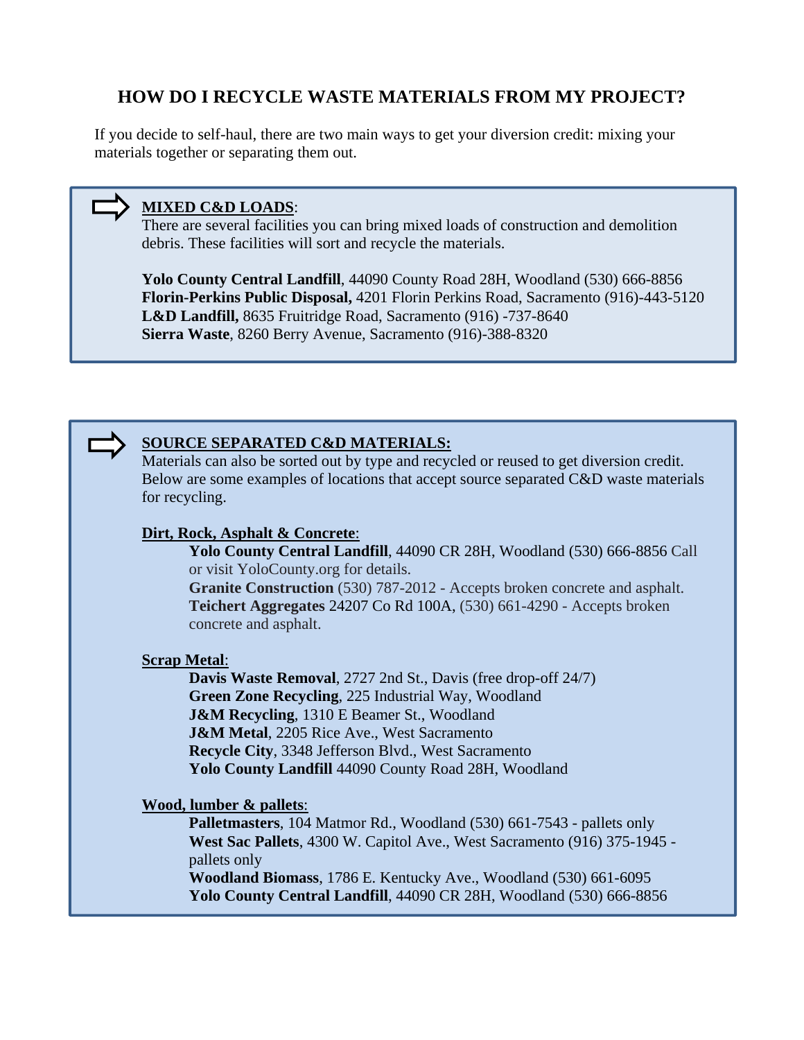## HOW DO I RECYCLE WASTE MATERIALS FROM MY PROJECT?

If you decide to self-haul, there are two main ways to get your diversion credit: mixing your materials together or separating them out.

### MIXED C&D LOADS:

There are several facilities you can bring mixed loads of construction and demolition debris. These facilities will sort and recycle the materials.

**Yolo County Central Landfill**, 44090 County Road 28H, Woodland (530) 666-8856
**Florin-Perkins Public Disposal,** 4201 Florin Perkins Road, Sacramento (916)-443-5120
**L&D Landfill,** 8635 Fruitridge Road, Sacramento (916) -737-8640
**Sierra Waste**, 8260 Berry Avenue, Sacramento (916)-388-8320

### SOURCE SEPARATED C&D MATERIALS:

Materials can also be sorted out by type and recycled or reused to get diversion credit. Below are some examples of locations that accept source separated C&D waste materials for recycling.

**Dirt, Rock, Asphalt & Concrete**:

**Yolo County Central Landfill**, 44090 CR 28H, Woodland (530) 666-8856 Call or visit YoloCounty.org for details.
**Granite Construction** (530) 787-2012 - Accepts broken concrete and asphalt.
**Teichert Aggregates** 24207 Co Rd 100A, (530) 661-4290 - Accepts broken concrete and asphalt.

**Scrap Metal**:

**Davis Waste Removal**, 2727 2nd St., Davis (free drop-off 24/7)
**Green Zone Recycling**, 225 Industrial Way, Woodland
**J&M Recycling**, 1310 E Beamer St., Woodland
**J&M Metal**, 2205 Rice Ave., West Sacramento
**Recycle City**, 3348 Jefferson Blvd., West Sacramento
**Yolo County Landfill** 44090 County Road 28H, Woodland

**Wood, lumber & pallets**:

**Palletmasters**, 104 Matmor Rd., Woodland (530) 661-7543 - pallets only
**West Sac Pallets**, 4300 W. Capitol Ave., West Sacramento (916) 375-1945 - pallets only
**Woodland Biomass**, 1786 E. Kentucky Ave., Woodland (530) 661-6095
**Yolo County Central Landfill**, 44090 CR 28H, Woodland (530) 666-8856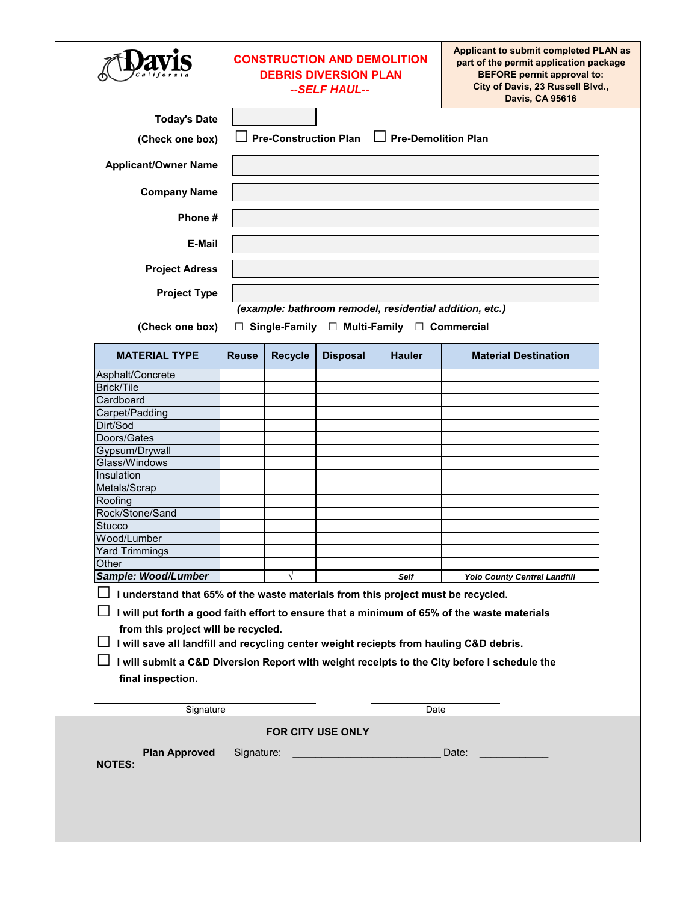Davis California

# CONSTRUCTION AND DEMOLITION DEBRIS DIVERSION PLAN

*--SELF HAUL--*

**Applicant to submit completed PLAN as part of the permit application package BEFORE permit approval to: City of Davis, 23 Russell Blvd., Davis, CA 95616**

**Today's Date**

**(Check one box)** ☐ **Pre-Construction Plan** ☐ **Pre-Demolition Plan**

**Applicant/Owner Name**

**Company Name**

**Phone #**

**E-Mail**

**Project Adress**

**Project Type**

*(example: bathroom remodel, residential addition, etc.)*

**(Check one box)** ☐ **Single-Family** ☐ **Multi-Family** ☐ **Commercial**

| MATERIAL TYPE | Reuse | Recycle | Disposal | Hauler | Material Destination |
|---|---|---|---|---|---|
| Asphalt/Concrete | | | | | |
| Brick/Tile | | | | | |
| Cardboard | | | | | |
| Carpet/Padding | | | | | |
| Dirt/Sod | | | | | |
| Doors/Gates | | | | | |
| Gypsum/Drywall | | | | | |
| Glass/Windows | | | | | |
| Insulation | | | | | |
| Metals/Scrap | | | | | |
| Roofing | | | | | |
| Rock/Stone/Sand | | | | | |
| Stucco | | | | | |
| Wood/Lumber | | | | | |
| Yard Trimmings | | | | | |
| Other | | | | | |
| ***Sample: Wood/Lumber*** | | √ | | *Self* | *Yolo County Central Landfill* |

☐ **I understand that 65% of the waste materials from this project must be recycled.**

☐ **I will put forth a good faith effort to ensure that a minimum of 65% of the waste materials from this project will be recycled.**

☐ **I will save all landfill and recycling center weight reciepts from hauling C&D debris.**

☐ **I will submit a C&D Diversion Report with weight receipts to the City before I schedule the final inspection.**

Signature ____________________ Date ____________________

**FOR CITY USE ONLY**

**Plan Approved** Signature: ________________________ Date: ____________

**NOTES:**